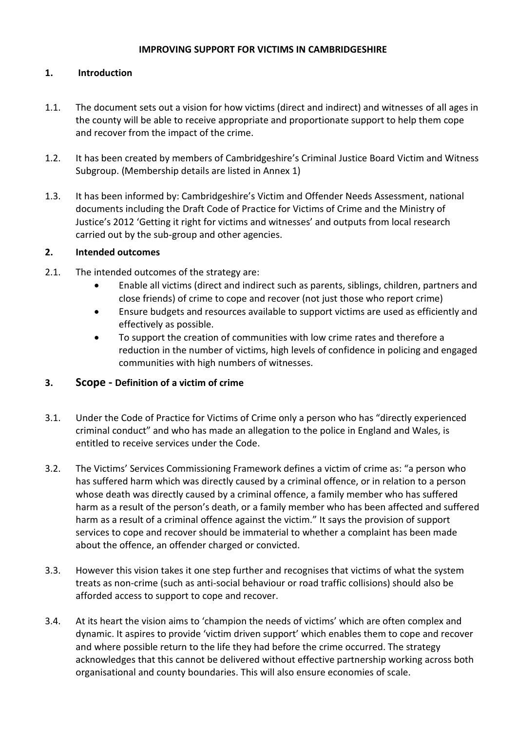# IMPROVING SUPPORT FOR VICTIMS IN CAMBRIDGESHIRE

## 1. Introduction

1.1. The document sets out a vision for how victims (direct and indirect) and witnesses of all ages in the county will be able to receive appropriate and proportionate support to help them cope and recover from the impact of the crime.

1.2. It has been created by members of Cambridgeshire's Criminal Justice Board Victim and Witness Subgroup. (Membership details are listed in Annex 1)

1.3. It has been informed by: Cambridgeshire's Victim and Offender Needs Assessment, national documents including the Draft Code of Practice for Victims of Crime and the Ministry of Justice's 2012 'Getting it right for victims and witnesses' and outputs from local research carried out by the sub-group and other agencies.

## 2. Intended outcomes

2.1. The intended outcomes of the strategy are:

- Enable all victims (direct and indirect such as parents, siblings, children, partners and close friends) of crime to cope and recover (not just those who report crime)
- Ensure budgets and resources available to support victims are used as efficiently and effectively as possible.
- To support the creation of communities with low crime rates and therefore a reduction in the number of victims, high levels of confidence in policing and engaged communities with high numbers of witnesses.

## 3. Scope - Definition of a victim of crime

3.1. Under the Code of Practice for Victims of Crime only a person who has "directly experienced criminal conduct" and who has made an allegation to the police in England and Wales, is entitled to receive services under the Code.

3.2. The Victims' Services Commissioning Framework defines a victim of crime as: "a person who has suffered harm which was directly caused by a criminal offence, or in relation to a person whose death was directly caused by a criminal offence, a family member who has suffered harm as a result of the person's death, or a family member who has been affected and suffered harm as a result of a criminal offence against the victim." It says the provision of support services to cope and recover should be immaterial to whether a complaint has been made about the offence, an offender charged or convicted.

3.3. However this vision takes it one step further and recognises that victims of what the system treats as non-crime (such as anti-social behaviour or road traffic collisions) should also be afforded access to support to cope and recover.

3.4. At its heart the vision aims to 'champion the needs of victims' which are often complex and dynamic. It aspires to provide 'victim driven support' which enables them to cope and recover and where possible return to the life they had before the crime occurred. The strategy acknowledges that this cannot be delivered without effective partnership working across both organisational and county boundaries. This will also ensure economies of scale.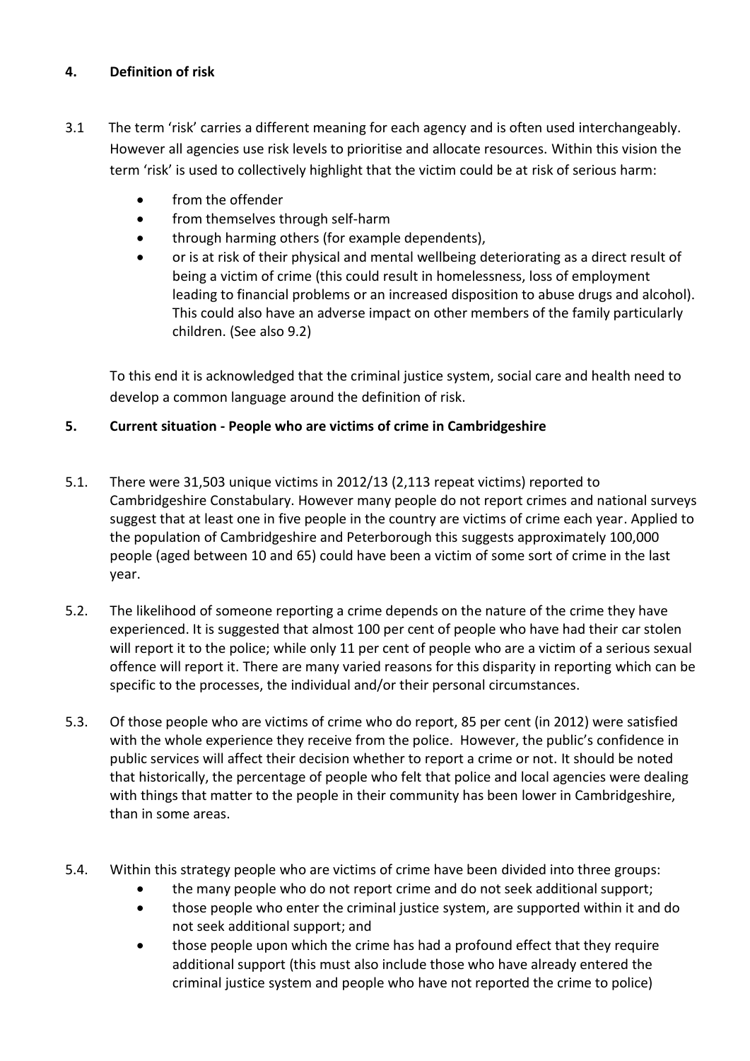## 4. Definition of risk

3.1 The term 'risk' carries a different meaning for each agency and is often used interchangeably. However all agencies use risk levels to prioritise and allocate resources. Within this vision the term 'risk' is used to collectively highlight that the victim could be at risk of serious harm:

- from the offender
- from themselves through self-harm
- through harming others (for example dependents),
- or is at risk of their physical and mental wellbeing deteriorating as a direct result of being a victim of crime (this could result in homelessness, loss of employment leading to financial problems or an increased disposition to abuse drugs and alcohol). This could also have an adverse impact on other members of the family particularly children. (See also 9.2)

To this end it is acknowledged that the criminal justice system, social care and health need to develop a common language around the definition of risk.

## 5. Current situation - People who are victims of crime in Cambridgeshire

5.1. There were 31,503 unique victims in 2012/13 (2,113 repeat victims) reported to Cambridgeshire Constabulary. However many people do not report crimes and national surveys suggest that at least one in five people in the country are victims of crime each year. Applied to the population of Cambridgeshire and Peterborough this suggests approximately 100,000 people (aged between 10 and 65) could have been a victim of some sort of crime in the last year.

5.2. The likelihood of someone reporting a crime depends on the nature of the crime they have experienced. It is suggested that almost 100 per cent of people who have had their car stolen will report it to the police; while only 11 per cent of people who are a victim of a serious sexual offence will report it. There are many varied reasons for this disparity in reporting which can be specific to the processes, the individual and/or their personal circumstances.

5.3. Of those people who are victims of crime who do report, 85 per cent (in 2012) were satisfied with the whole experience they receive from the police. However, the public's confidence in public services will affect their decision whether to report a crime or not. It should be noted that historically, the percentage of people who felt that police and local agencies were dealing with things that matter to the people in their community has been lower in Cambridgeshire, than in some areas.

5.4. Within this strategy people who are victims of crime have been divided into three groups:

- the many people who do not report crime and do not seek additional support;
- those people who enter the criminal justice system, are supported within it and do not seek additional support; and
- those people upon which the crime has had a profound effect that they require additional support (this must also include those who have already entered the criminal justice system and people who have not reported the crime to police)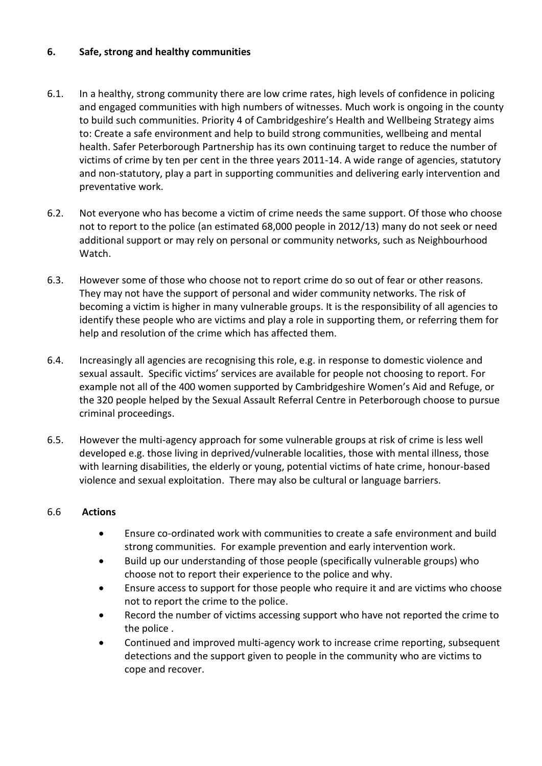## 6. Safe, strong and healthy communities

6.1. In a healthy, strong community there are low crime rates, high levels of confidence in policing and engaged communities with high numbers of witnesses. Much work is ongoing in the county to build such communities. Priority 4 of Cambridgeshire's Health and Wellbeing Strategy aims to: Create a safe environment and help to build strong communities, wellbeing and mental health. Safer Peterborough Partnership has its own continuing target to reduce the number of victims of crime by ten per cent in the three years 2011-14. A wide range of agencies, statutory and non-statutory, play a part in supporting communities and delivering early intervention and preventative work.

6.2. Not everyone who has become a victim of crime needs the same support. Of those who choose not to report to the police (an estimated 68,000 people in 2012/13) many do not seek or need additional support or may rely on personal or community networks, such as Neighbourhood Watch.

6.3. However some of those who choose not to report crime do so out of fear or other reasons. They may not have the support of personal and wider community networks. The risk of becoming a victim is higher in many vulnerable groups. It is the responsibility of all agencies to identify these people who are victims and play a role in supporting them, or referring them for help and resolution of the crime which has affected them.

6.4. Increasingly all agencies are recognising this role, e.g. in response to domestic violence and sexual assault. Specific victims' services are available for people not choosing to report. For example not all of the 400 women supported by Cambridgeshire Women's Aid and Refuge, or the 320 people helped by the Sexual Assault Referral Centre in Peterborough choose to pursue criminal proceedings.

6.5. However the multi-agency approach for some vulnerable groups at risk of crime is less well developed e.g. those living in deprived/vulnerable localities, those with mental illness, those with learning disabilities, the elderly or young, potential victims of hate crime, honour-based violence and sexual exploitation. There may also be cultural or language barriers.

6.6 **Actions**

- Ensure co-ordinated work with communities to create a safe environment and build strong communities. For example prevention and early intervention work.
- Build up our understanding of those people (specifically vulnerable groups) who choose not to report their experience to the police and why.
- Ensure access to support for those people who require it and are victims who choose not to report the crime to the police.
- Record the number of victims accessing support who have not reported the crime to the police .
- Continued and improved multi-agency work to increase crime reporting, subsequent detections and the support given to people in the community who are victims to cope and recover.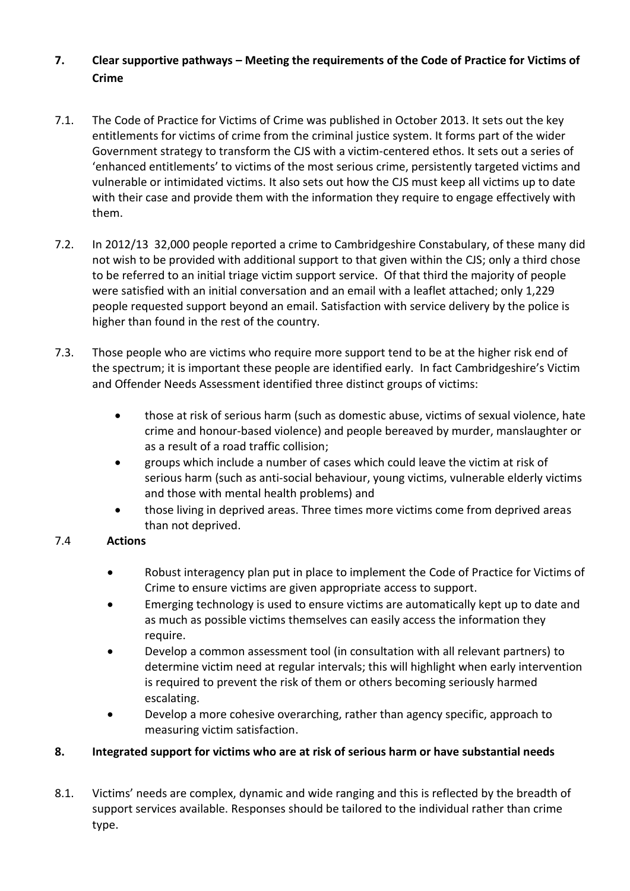## 7. Clear supportive pathways – Meeting the requirements of the Code of Practice for Victims of Crime

7.1. The Code of Practice for Victims of Crime was published in October 2013. It sets out the key entitlements for victims of crime from the criminal justice system. It forms part of the wider Government strategy to transform the CJS with a victim-centered ethos. It sets out a series of 'enhanced entitlements' to victims of the most serious crime, persistently targeted victims and vulnerable or intimidated victims. It also sets out how the CJS must keep all victims up to date with their case and provide them with the information they require to engage effectively with them.

7.2. In 2012/13 32,000 people reported a crime to Cambridgeshire Constabulary, of these many did not wish to be provided with additional support to that given within the CJS; only a third chose to be referred to an initial triage victim support service. Of that third the majority of people were satisfied with an initial conversation and an email with a leaflet attached; only 1,229 people requested support beyond an email. Satisfaction with service delivery by the police is higher than found in the rest of the country.

7.3. Those people who are victims who require more support tend to be at the higher risk end of the spectrum; it is important these people are identified early. In fact Cambridgeshire's Victim and Offender Needs Assessment identified three distinct groups of victims:

- those at risk of serious harm (such as domestic abuse, victims of sexual violence, hate crime and honour-based violence) and people bereaved by murder, manslaughter or as a result of a road traffic collision;
- groups which include a number of cases which could leave the victim at risk of serious harm (such as anti-social behaviour, young victims, vulnerable elderly victims and those with mental health problems) and
- those living in deprived areas. Three times more victims come from deprived areas than not deprived.

7.4 **Actions**

- Robust interagency plan put in place to implement the Code of Practice for Victims of Crime to ensure victims are given appropriate access to support.
- Emerging technology is used to ensure victims are automatically kept up to date and as much as possible victims themselves can easily access the information they require.
- Develop a common assessment tool (in consultation with all relevant partners) to determine victim need at regular intervals; this will highlight when early intervention is required to prevent the risk of them or others becoming seriously harmed escalating.
- Develop a more cohesive overarching, rather than agency specific, approach to measuring victim satisfaction.

## 8. Integrated support for victims who are at risk of serious harm or have substantial needs

8.1. Victims' needs are complex, dynamic and wide ranging and this is reflected by the breadth of support services available. Responses should be tailored to the individual rather than crime type.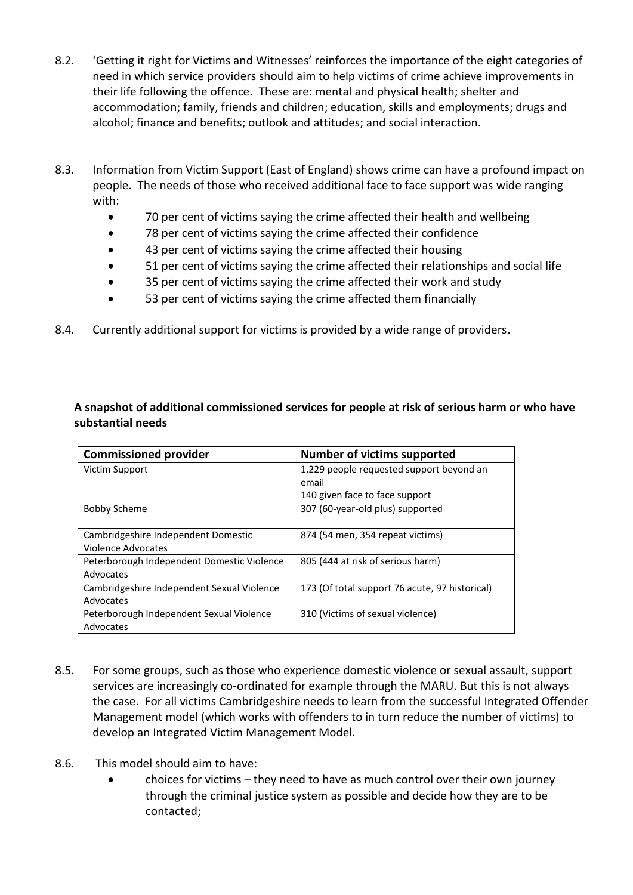8.2. 'Getting it right for Victims and Witnesses' reinforces the importance of the eight categories of need in which service providers should aim to help victims of crime achieve improvements in their life following the offence. These are: mental and physical health; shelter and accommodation; family, friends and children; education, skills and employments; drugs and alcohol; finance and benefits; outlook and attitudes; and social interaction.

8.3. Information from Victim Support (East of England) shows crime can have a profound impact on people. The needs of those who received additional face to face support was wide ranging with:

- 70 per cent of victims saying the crime affected their health and wellbeing
- 78 per cent of victims saying the crime affected their confidence
- 43 per cent of victims saying the crime affected their housing
- 51 per cent of victims saying the crime affected their relationships and social life
- 35 per cent of victims saying the crime affected their work and study
- 53 per cent of victims saying the crime affected them financially

8.4. Currently additional support for victims is provided by a wide range of providers.

**A snapshot of additional commissioned services for people at risk of serious harm or who have substantial needs**

| Commissioned provider | Number of victims supported |
|---|---|
| Victim Support | 1,229 people requested support beyond an email<br>140 given face to face support |
| Bobby Scheme | 307 (60-year-old plus) supported |
| Cambridgeshire Independent Domestic Violence Advocates | 874 (54 men, 354 repeat victims) |
| Peterborough Independent Domestic Violence Advocates | 805 (444 at risk of serious harm) |
| Cambridgeshire Independent Sexual Violence Advocates | 173 (Of total support 76 acute, 97 historical) |
| Peterborough Independent Sexual Violence Advocates | 310 (Victims of sexual violence) |

8.5. For some groups, such as those who experience domestic violence or sexual assault, support services are increasingly co-ordinated for example through the MARU. But this is not always the case. For all victims Cambridgeshire needs to learn from the successful Integrated Offender Management model (which works with offenders to in turn reduce the number of victims) to develop an Integrated Victim Management Model.

8.6. This model should aim to have:

- choices for victims – they need to have as much control over their own journey through the criminal justice system as possible and decide how they are to be contacted;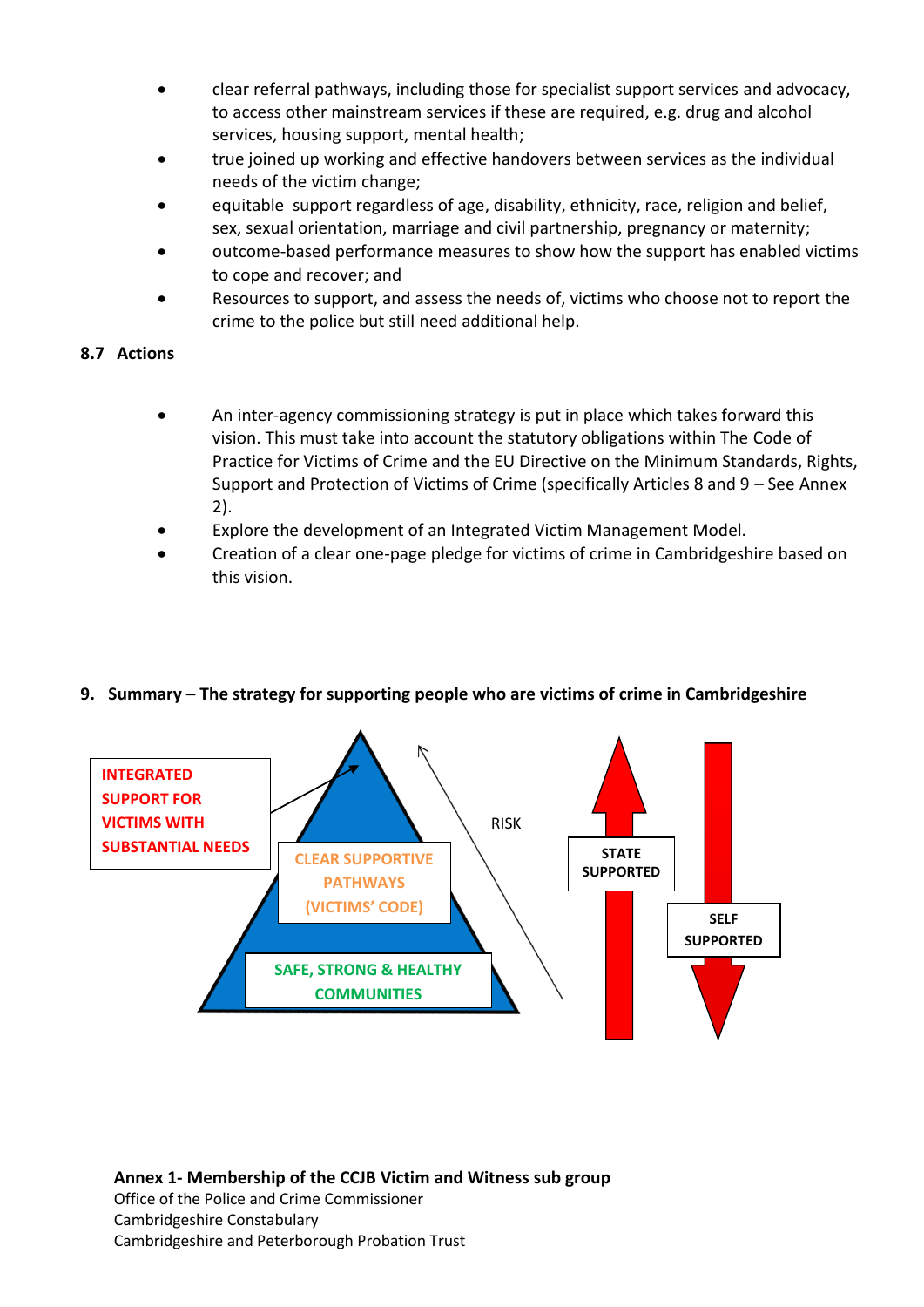- clear referral pathways, including those for specialist support services and advocacy, to access other mainstream services if these are required, e.g. drug and alcohol services, housing support, mental health;
- true joined up working and effective handovers between services as the individual needs of the victim change;
- equitable support regardless of age, disability, ethnicity, race, religion and belief, sex, sexual orientation, marriage and civil partnership, pregnancy or maternity;
- outcome-based performance measures to show how the support has enabled victims to cope and recover; and
- Resources to support, and assess the needs of, victims who choose not to report the crime to the police but still need additional help.

### 8.7 Actions

- An inter-agency commissioning strategy is put in place which takes forward this vision. This must take into account the statutory obligations within The Code of Practice for Victims of Crime and the EU Directive on the Minimum Standards, Rights, Support and Protection of Victims of Crime (specifically Articles 8 and 9 – See Annex 2).
- Explore the development of an Integrated Victim Management Model.
- Creation of a clear one-page pledge for victims of crime in Cambridgeshire based on this vision.

## 9. Summary – The strategy for supporting people who are victims of crime in Cambridgeshire

INTEGRATED SUPPORT FOR VICTIMS WITH SUBSTANTIAL NEEDS

CLEAR SUPPORTIVE PATHWAYS (VICTIMS' CODE)

SAFE, STRONG & HEALTHY COMMUNITIES

RISK

STATE SUPPORTED

SELF SUPPORTED

**Annex 1- Membership of the CCJB Victim and Witness sub group**

Office of the Police and Crime Commissioner
Cambridgeshire Constabulary
Cambridgeshire and Peterborough Probation Trust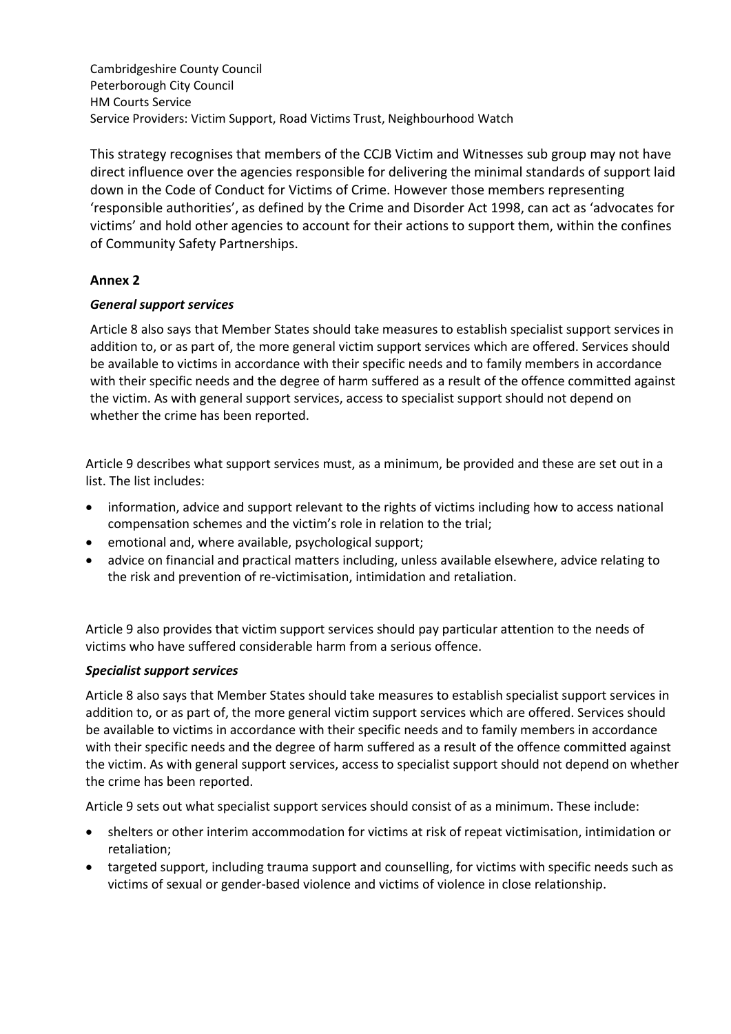Cambridgeshire County Council
Peterborough City Council
HM Courts Service
Service Providers: Victim Support, Road Victims Trust, Neighbourhood Watch

This strategy recognises that members of the CCJB Victim and Witnesses sub group may not have direct influence over the agencies responsible for delivering the minimal standards of support laid down in the Code of Conduct for Victims of Crime. However those members representing 'responsible authorities', as defined by the Crime and Disorder Act 1998, can act as 'advocates for victims' and hold other agencies to account for their actions to support them, within the confines of Community Safety Partnerships.

## Annex 2

### *General support services*

Article 8 also says that Member States should take measures to establish specialist support services in addition to, or as part of, the more general victim support services which are offered. Services should be available to victims in accordance with their specific needs and to family members in accordance with their specific needs and the degree of harm suffered as a result of the offence committed against the victim. As with general support services, access to specialist support should not depend on whether the crime has been reported.

Article 9 describes what support services must, as a minimum, be provided and these are set out in a list. The list includes:

- information, advice and support relevant to the rights of victims including how to access national compensation schemes and the victim's role in relation to the trial;
- emotional and, where available, psychological support;
- advice on financial and practical matters including, unless available elsewhere, advice relating to the risk and prevention of re-victimisation, intimidation and retaliation.

Article 9 also provides that victim support services should pay particular attention to the needs of victims who have suffered considerable harm from a serious offence.

### *Specialist support services*

Article 8 also says that Member States should take measures to establish specialist support services in addition to, or as part of, the more general victim support services which are offered. Services should be available to victims in accordance with their specific needs and to family members in accordance with their specific needs and the degree of harm suffered as a result of the offence committed against the victim. As with general support services, access to specialist support should not depend on whether the crime has been reported.

Article 9 sets out what specialist support services should consist of as a minimum. These include:

- shelters or other interim accommodation for victims at risk of repeat victimisation, intimidation or retaliation;
- targeted support, including trauma support and counselling, for victims with specific needs such as victims of sexual or gender-based violence and victims of violence in close relationship.